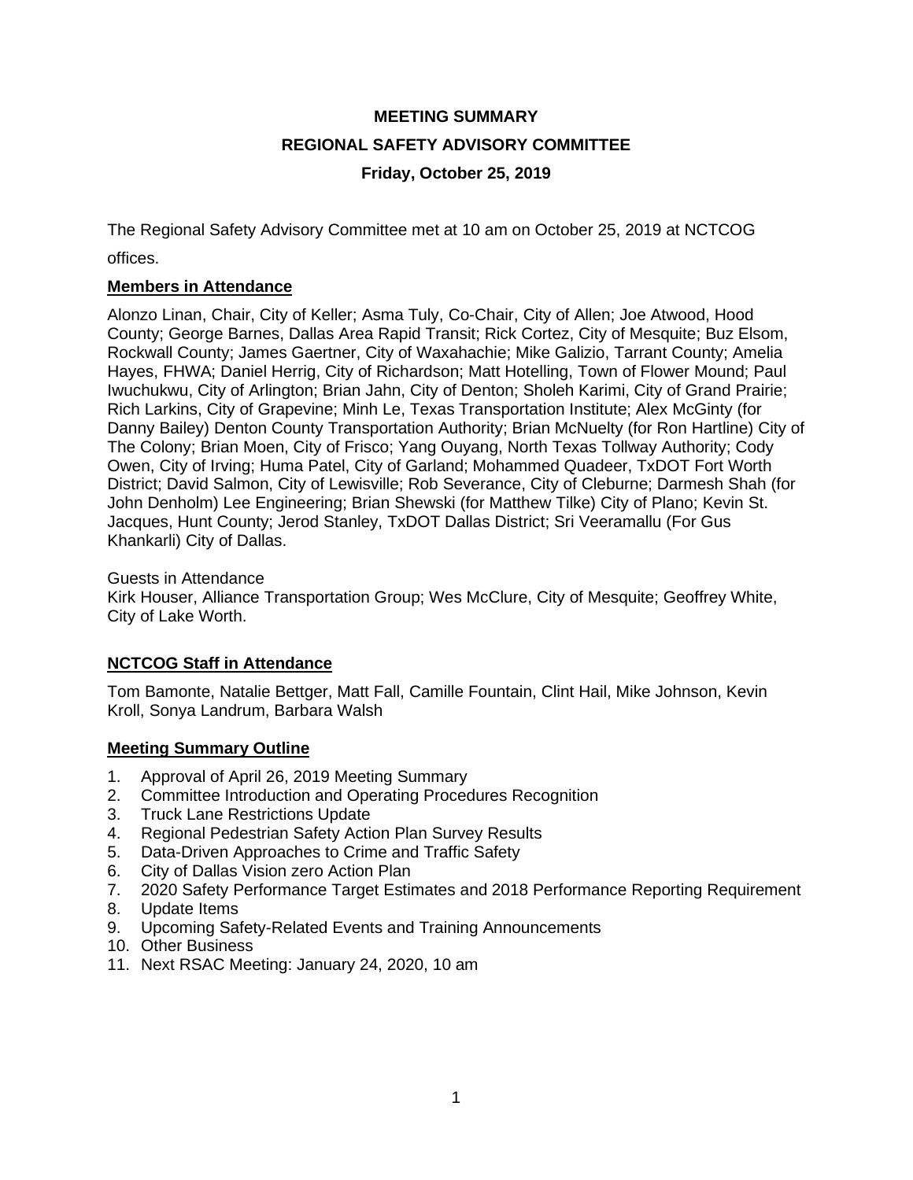# MEETING SUMMARY

## REGIONAL SAFETY ADVISORY COMMITTEE

### Friday, October 25, 2019

The Regional Safety Advisory Committee met at 10 am on October 25, 2019 at NCTCOG offices.

**Members in Attendance**

Alonzo Linan, Chair, City of Keller; Asma Tuly, Co-Chair, City of Allen; Joe Atwood, Hood County; George Barnes, Dallas Area Rapid Transit; Rick Cortez, City of Mesquite; Buz Elsom, Rockwall County; James Gaertner, City of Waxahachie; Mike Galizio, Tarrant County; Amelia Hayes, FHWA; Daniel Herrig, City of Richardson; Matt Hotelling, Town of Flower Mound; Paul Iwuchukwu, City of Arlington; Brian Jahn, City of Denton; Sholeh Karimi, City of Grand Prairie; Rich Larkins, City of Grapevine; Minh Le, Texas Transportation Institute; Alex McGinty (for Danny Bailey) Denton County Transportation Authority; Brian McNuelty (for Ron Hartline) City of The Colony; Brian Moen, City of Frisco; Yang Ouyang, North Texas Tollway Authority; Cody Owen, City of Irving; Huma Patel, City of Garland; Mohammed Quadeer, TxDOT Fort Worth District; David Salmon, City of Lewisville; Rob Severance, City of Cleburne; Darmesh Shah (for John Denholm) Lee Engineering; Brian Shewski (for Matthew Tilke) City of Plano; Kevin St. Jacques, Hunt County; Jerod Stanley, TxDOT Dallas District; Sri Veeramallu (For Gus Khankarli) City of Dallas.

Guests in Attendance
Kirk Houser, Alliance Transportation Group; Wes McClure, City of Mesquite; Geoffrey White, City of Lake Worth.

**NCTCOG Staff in Attendance**

Tom Bamonte, Natalie Bettger, Matt Fall, Camille Fountain, Clint Hail, Mike Johnson, Kevin Kroll, Sonya Landrum, Barbara Walsh

**Meeting Summary Outline**

1. Approval of April 26, 2019 Meeting Summary
2. Committee Introduction and Operating Procedures Recognition
3. Truck Lane Restrictions Update
4. Regional Pedestrian Safety Action Plan Survey Results
5. Data-Driven Approaches to Crime and Traffic Safety
6. City of Dallas Vision zero Action Plan
7. 2020 Safety Performance Target Estimates and 2018 Performance Reporting Requirement
8. Update Items
9. Upcoming Safety-Related Events and Training Announcements
10. Other Business
11. Next RSAC Meeting: January 24, 2020, 10 am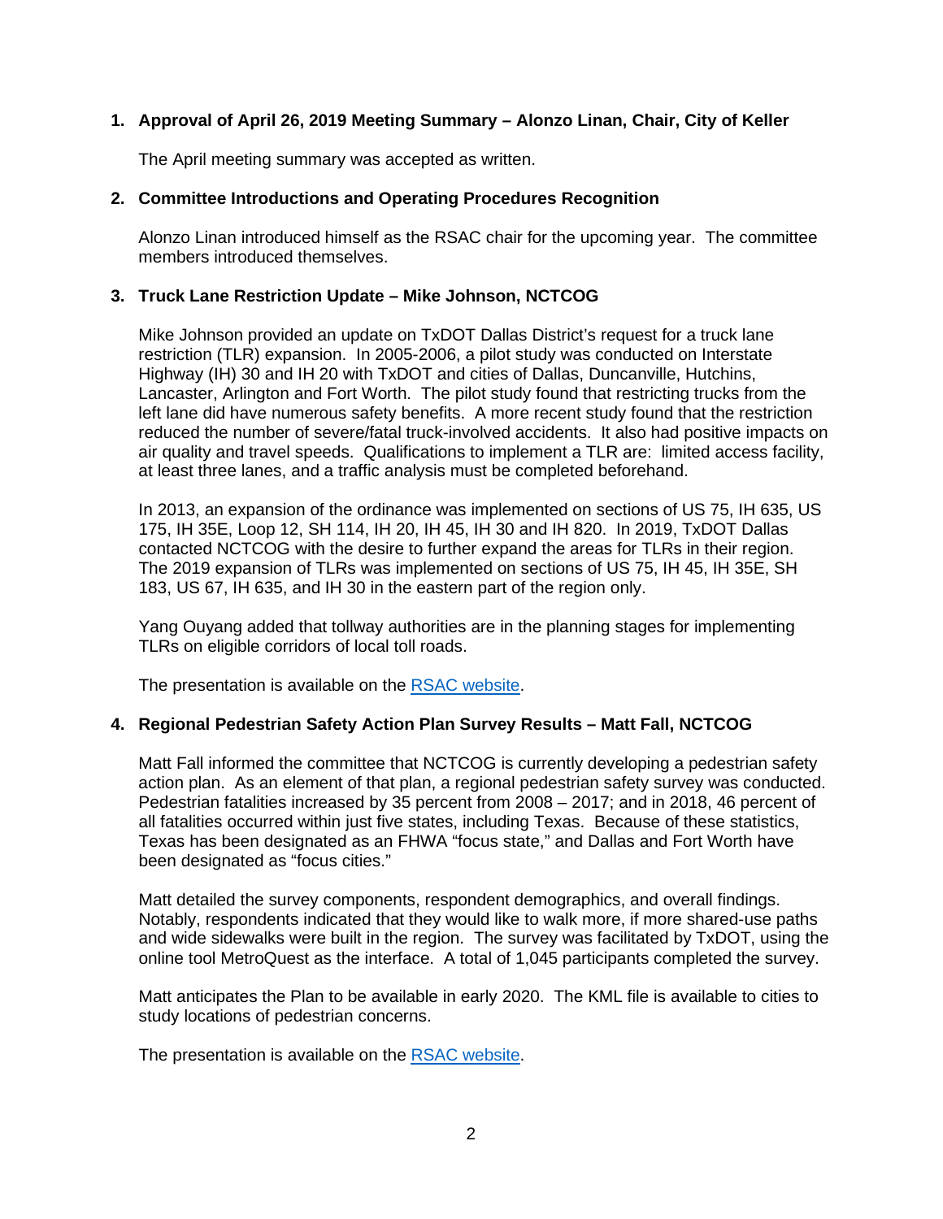1. **Approval of April 26, 2019 Meeting Summary – Alonzo Linan, Chair, City of Keller**

   The April meeting summary was accepted as written.

2. **Committee Introductions and Operating Procedures Recognition**

   Alonzo Linan introduced himself as the RSAC chair for the upcoming year. The committee members introduced themselves.

3. **Truck Lane Restriction Update – Mike Johnson, NCTCOG**

   Mike Johnson provided an update on TxDOT Dallas District's request for a truck lane restriction (TLR) expansion. In 2005-2006, a pilot study was conducted on Interstate Highway (IH) 30 and IH 20 with TxDOT and cities of Dallas, Duncanville, Hutchins, Lancaster, Arlington and Fort Worth. The pilot study found that restricting trucks from the left lane did have numerous safety benefits. A more recent study found that the restriction reduced the number of severe/fatal truck-involved accidents. It also had positive impacts on air quality and travel speeds. Qualifications to implement a TLR are: limited access facility, at least three lanes, and a traffic analysis must be completed beforehand.

   In 2013, an expansion of the ordinance was implemented on sections of US 75, IH 635, US 175, IH 35E, Loop 12, SH 114, IH 20, IH 45, IH 30 and IH 820. In 2019, TxDOT Dallas contacted NCTCOG with the desire to further expand the areas for TLRs in their region. The 2019 expansion of TLRs was implemented on sections of US 75, IH 45, IH 35E, SH 183, US 67, IH 635, and IH 30 in the eastern part of the region only.

   Yang Ouyang added that tollway authorities are in the planning stages for implementing TLRs on eligible corridors of local toll roads.

   The presentation is available on the [RSAC website](RSAC website).

4. **Regional Pedestrian Safety Action Plan Survey Results – Matt Fall, NCTCOG**

   Matt Fall informed the committee that NCTCOG is currently developing a pedestrian safety action plan. As an element of that plan, a regional pedestrian safety survey was conducted. Pedestrian fatalities increased by 35 percent from 2008 – 2017; and in 2018, 46 percent of all fatalities occurred within just five states, including Texas. Because of these statistics, Texas has been designated as an FHWA "focus state," and Dallas and Fort Worth have been designated as "focus cities."

   Matt detailed the survey components, respondent demographics, and overall findings. Notably, respondents indicated that they would like to walk more, if more shared-use paths and wide sidewalks were built in the region. The survey was facilitated by TxDOT, using the online tool MetroQuest as the interface. A total of 1,045 participants completed the survey.

   Matt anticipates the Plan to be available in early 2020. The KML file is available to cities to study locations of pedestrian concerns.

   The presentation is available on the [RSAC website](RSAC website).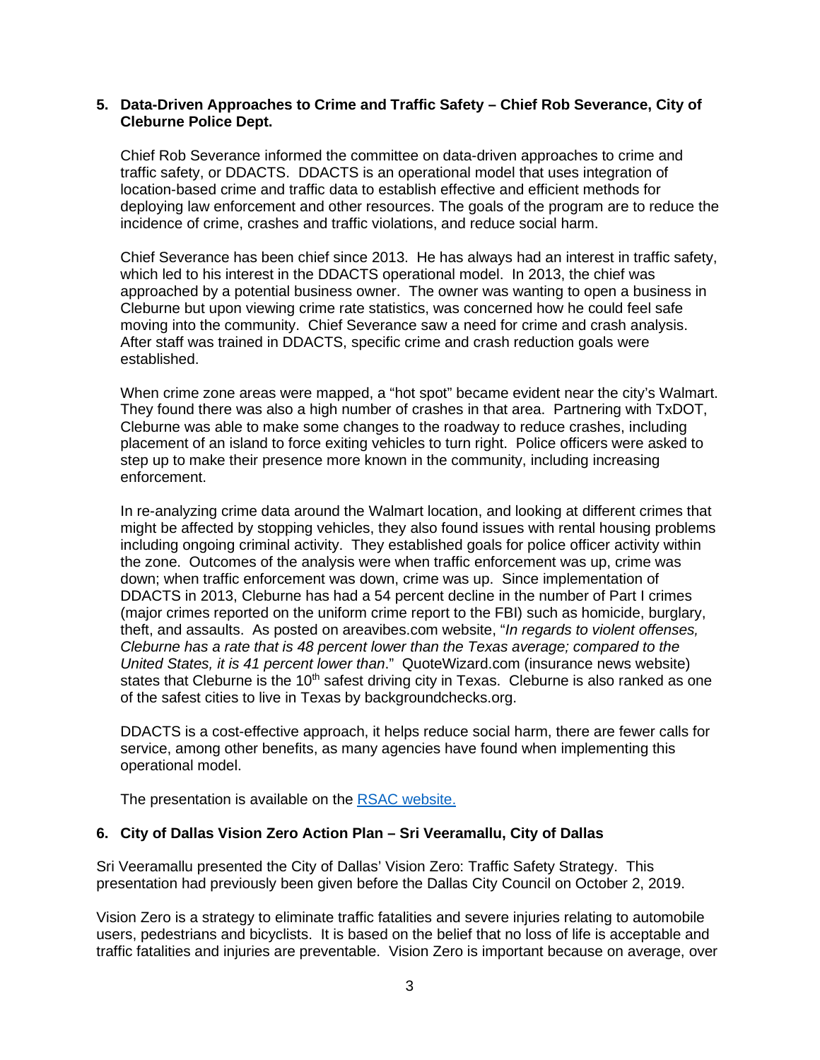**5. Data-Driven Approaches to Crime and Traffic Safety – Chief Rob Severance, City of Cleburne Police Dept.**

Chief Rob Severance informed the committee on data-driven approaches to crime and traffic safety, or DDACTS. DDACTS is an operational model that uses integration of location-based crime and traffic data to establish effective and efficient methods for deploying law enforcement and other resources. The goals of the program are to reduce the incidence of crime, crashes and traffic violations, and reduce social harm.

Chief Severance has been chief since 2013. He has always had an interest in traffic safety, which led to his interest in the DDACTS operational model. In 2013, the chief was approached by a potential business owner. The owner was wanting to open a business in Cleburne but upon viewing crime rate statistics, was concerned how he could feel safe moving into the community. Chief Severance saw a need for crime and crash analysis. After staff was trained in DDACTS, specific crime and crash reduction goals were established.

When crime zone areas were mapped, a "hot spot" became evident near the city's Walmart. They found there was also a high number of crashes in that area. Partnering with TxDOT, Cleburne was able to make some changes to the roadway to reduce crashes, including placement of an island to force exiting vehicles to turn right. Police officers were asked to step up to make their presence more known in the community, including increasing enforcement.

In re-analyzing crime data around the Walmart location, and looking at different crimes that might be affected by stopping vehicles, they also found issues with rental housing problems including ongoing criminal activity. They established goals for police officer activity within the zone. Outcomes of the analysis were when traffic enforcement was up, crime was down; when traffic enforcement was down, crime was up. Since implementation of DDACTS in 2013, Cleburne has had a 54 percent decline in the number of Part I crimes (major crimes reported on the uniform crime report to the FBI) such as homicide, burglary, theft, and assaults. As posted on areavibes.com website, "*In regards to violent offenses, Cleburne has a rate that is 48 percent lower than the Texas average; compared to the United States, it is 41 percent lower than*." QuoteWizard.com (insurance news website) states that Cleburne is the 10th safest driving city in Texas. Cleburne is also ranked as one of the safest cities to live in Texas by backgroundchecks.org.

DDACTS is a cost-effective approach, it helps reduce social harm, there are fewer calls for service, among other benefits, as many agencies have found when implementing this operational model.

The presentation is available on the [RSAC website.]()

**6. City of Dallas Vision Zero Action Plan – Sri Veeramallu, City of Dallas**

Sri Veeramallu presented the City of Dallas' Vision Zero: Traffic Safety Strategy. This presentation had previously been given before the Dallas City Council on October 2, 2019.

Vision Zero is a strategy to eliminate traffic fatalities and severe injuries relating to automobile users, pedestrians and bicyclists. It is based on the belief that no loss of life is acceptable and traffic fatalities and injuries are preventable. Vision Zero is important because on average, over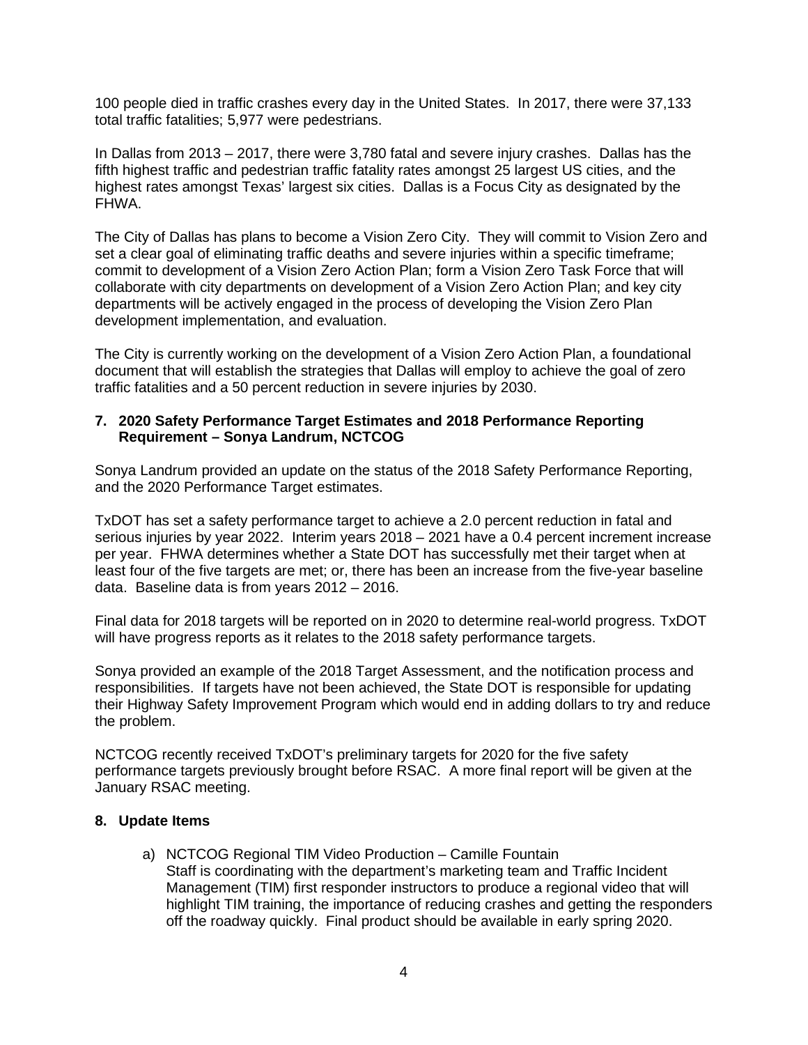100 people died in traffic crashes every day in the United States. In 2017, there were 37,133 total traffic fatalities; 5,977 were pedestrians.

In Dallas from 2013 – 2017, there were 3,780 fatal and severe injury crashes. Dallas has the fifth highest traffic and pedestrian traffic fatality rates amongst 25 largest US cities, and the highest rates amongst Texas' largest six cities. Dallas is a Focus City as designated by the FHWA.

The City of Dallas has plans to become a Vision Zero City. They will commit to Vision Zero and set a clear goal of eliminating traffic deaths and severe injuries within a specific timeframe; commit to development of a Vision Zero Action Plan; form a Vision Zero Task Force that will collaborate with city departments on development of a Vision Zero Action Plan; and key city departments will be actively engaged in the process of developing the Vision Zero Plan development implementation, and evaluation.

The City is currently working on the development of a Vision Zero Action Plan, a foundational document that will establish the strategies that Dallas will employ to achieve the goal of zero traffic fatalities and a 50 percent reduction in severe injuries by 2030.

**7. 2020 Safety Performance Target Estimates and 2018 Performance Reporting Requirement – Sonya Landrum, NCTCOG**

Sonya Landrum provided an update on the status of the 2018 Safety Performance Reporting, and the 2020 Performance Target estimates.

TxDOT has set a safety performance target to achieve a 2.0 percent reduction in fatal and serious injuries by year 2022. Interim years 2018 – 2021 have a 0.4 percent increment increase per year. FHWA determines whether a State DOT has successfully met their target when at least four of the five targets are met; or, there has been an increase from the five-year baseline data. Baseline data is from years 2012 – 2016.

Final data for 2018 targets will be reported on in 2020 to determine real-world progress. TxDOT will have progress reports as it relates to the 2018 safety performance targets.

Sonya provided an example of the 2018 Target Assessment, and the notification process and responsibilities. If targets have not been achieved, the State DOT is responsible for updating their Highway Safety Improvement Program which would end in adding dollars to try and reduce the problem.

NCTCOG recently received TxDOT's preliminary targets for 2020 for the five safety performance targets previously brought before RSAC. A more final report will be given at the January RSAC meeting.

**8. Update Items**

a) NCTCOG Regional TIM Video Production – Camille Fountain
Staff is coordinating with the department's marketing team and Traffic Incident Management (TIM) first responder instructors to produce a regional video that will highlight TIM training, the importance of reducing crashes and getting the responders off the roadway quickly. Final product should be available in early spring 2020.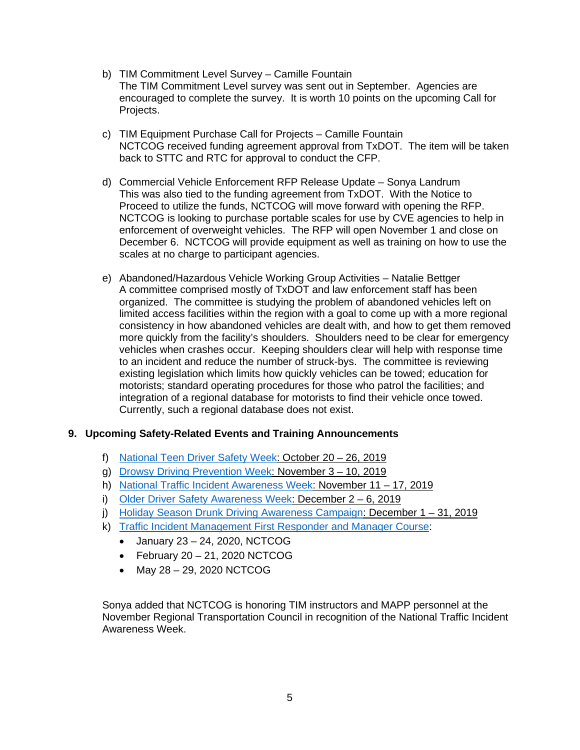b) TIM Commitment Level Survey – Camille Fountain
The TIM Commitment Level survey was sent out in September. Agencies are encouraged to complete the survey. It is worth 10 points on the upcoming Call for Projects.

c) TIM Equipment Purchase Call for Projects – Camille Fountain
NCTCOG received funding agreement approval from TxDOT. The item will be taken back to STTC and RTC for approval to conduct the CFP.

d) Commercial Vehicle Enforcement RFP Release Update – Sonya Landrum
This was also tied to the funding agreement from TxDOT. With the Notice to Proceed to utilize the funds, NCTCOG will move forward with opening the RFP. NCTCOG is looking to purchase portable scales for use by CVE agencies to help in enforcement of overweight vehicles. The RFP will open November 1 and close on December 6. NCTCOG will provide equipment as well as training on how to use the scales at no charge to participant agencies.

e) Abandoned/Hazardous Vehicle Working Group Activities – Natalie Bettger
A committee comprised mostly of TxDOT and law enforcement staff has been organized. The committee is studying the problem of abandoned vehicles left on limited access facilities within the region with a goal to come up with a more regional consistency in how abandoned vehicles are dealt with, and how to get them removed more quickly from the facility's shoulders. Shoulders need to be clear for emergency vehicles when crashes occur. Keeping shoulders clear will help with response time to an incident and reduce the number of struck-bys. The committee is reviewing existing legislation which limits how quickly vehicles can be towed; education for motorists; standard operating procedures for those who patrol the facilities; and integration of a regional database for motorists to find their vehicle once towed. Currently, such a regional database does not exist.

**9. Upcoming Safety-Related Events and Training Announcements**

f) National Teen Driver Safety Week: October 20 – 26, 2019
g) Drowsy Driving Prevention Week: November 3 – 10, 2019
h) National Traffic Incident Awareness Week: November 11 – 17, 2019
i) Older Driver Safety Awareness Week: December 2 – 6, 2019
j) Holiday Season Drunk Driving Awareness Campaign: December 1 – 31, 2019
k) Traffic Incident Management First Responder and Manager Course:
   - January 23 – 24, 2020, NCTCOG
   - February 20 – 21, 2020 NCTCOG
   - May 28 – 29, 2020 NCTCOG

Sonya added that NCTCOG is honoring TIM instructors and MAPP personnel at the November Regional Transportation Council in recognition of the National Traffic Incident Awareness Week.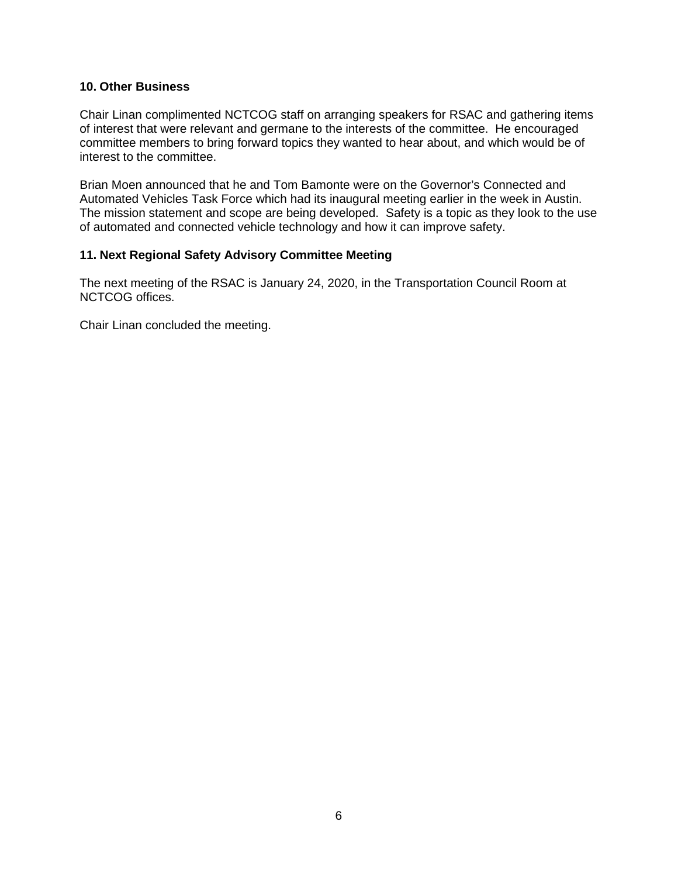**10. Other Business**

Chair Linan complimented NCTCOG staff on arranging speakers for RSAC and gathering items of interest that were relevant and germane to the interests of the committee. He encouraged committee members to bring forward topics they wanted to hear about, and which would be of interest to the committee.

Brian Moen announced that he and Tom Bamonte were on the Governor's Connected and Automated Vehicles Task Force which had its inaugural meeting earlier in the week in Austin. The mission statement and scope are being developed. Safety is a topic as they look to the use of automated and connected vehicle technology and how it can improve safety.

**11. Next Regional Safety Advisory Committee Meeting**

The next meeting of the RSAC is January 24, 2020, in the Transportation Council Room at NCTCOG offices.

Chair Linan concluded the meeting.